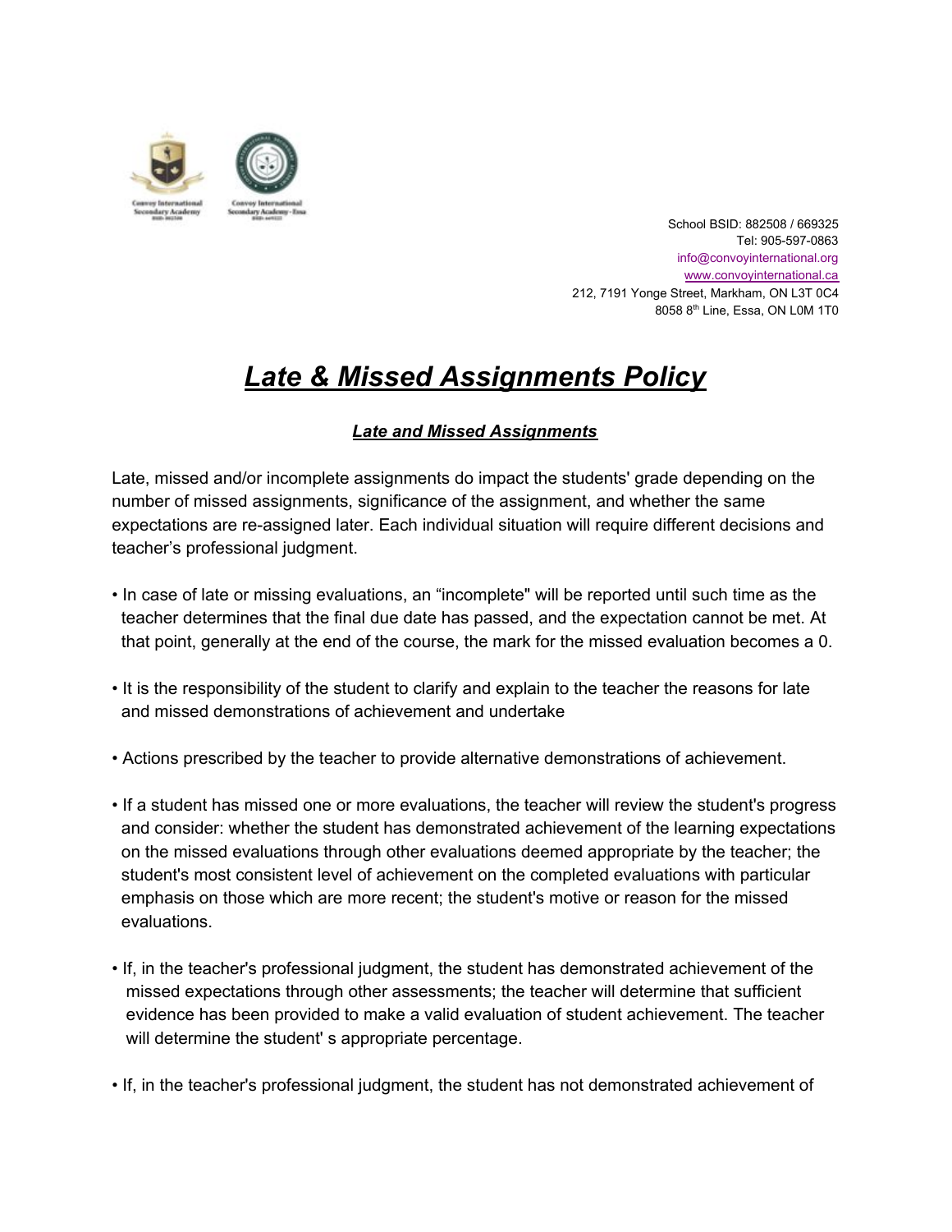School BSID: 882508 / 669325
Tel: 905-597-0863
info@convoyinternational.org
www.convoyinternational.ca
212, 7191 Yonge Street, Markham, ON L3T 0C4
8058 8th Line, Essa, ON L0M 1T0

# ***Late & Missed Assignments Policy***

## ***Late and Missed Assignments***

Late, missed and/or incomplete assignments do impact the students' grade depending on the number of missed assignments, significance of the assignment, and whether the same expectations are re-assigned later. Each individual situation will require different decisions and teacher's professional judgment.

- In case of late or missing evaluations, an "incomplete" will be reported until such time as the teacher determines that the final due date has passed, and the expectation cannot be met. At that point, generally at the end of the course, the mark for the missed evaluation becomes a 0.

- It is the responsibility of the student to clarify and explain to the teacher the reasons for late and missed demonstrations of achievement and undertake

- Actions prescribed by the teacher to provide alternative demonstrations of achievement.

- If a student has missed one or more evaluations, the teacher will review the student's progress and consider: whether the student has demonstrated achievement of the learning expectations on the missed evaluations through other evaluations deemed appropriate by the teacher; the student's most consistent level of achievement on the completed evaluations with particular emphasis on those which are more recent; the student's motive or reason for the missed evaluations.

- If, in the teacher's professional judgment, the student has demonstrated achievement of the missed expectations through other assessments; the teacher will determine that sufficient evidence has been provided to make a valid evaluation of student achievement. The teacher will determine the student' s appropriate percentage.

- If, in the teacher's professional judgment, the student has not demonstrated achievement of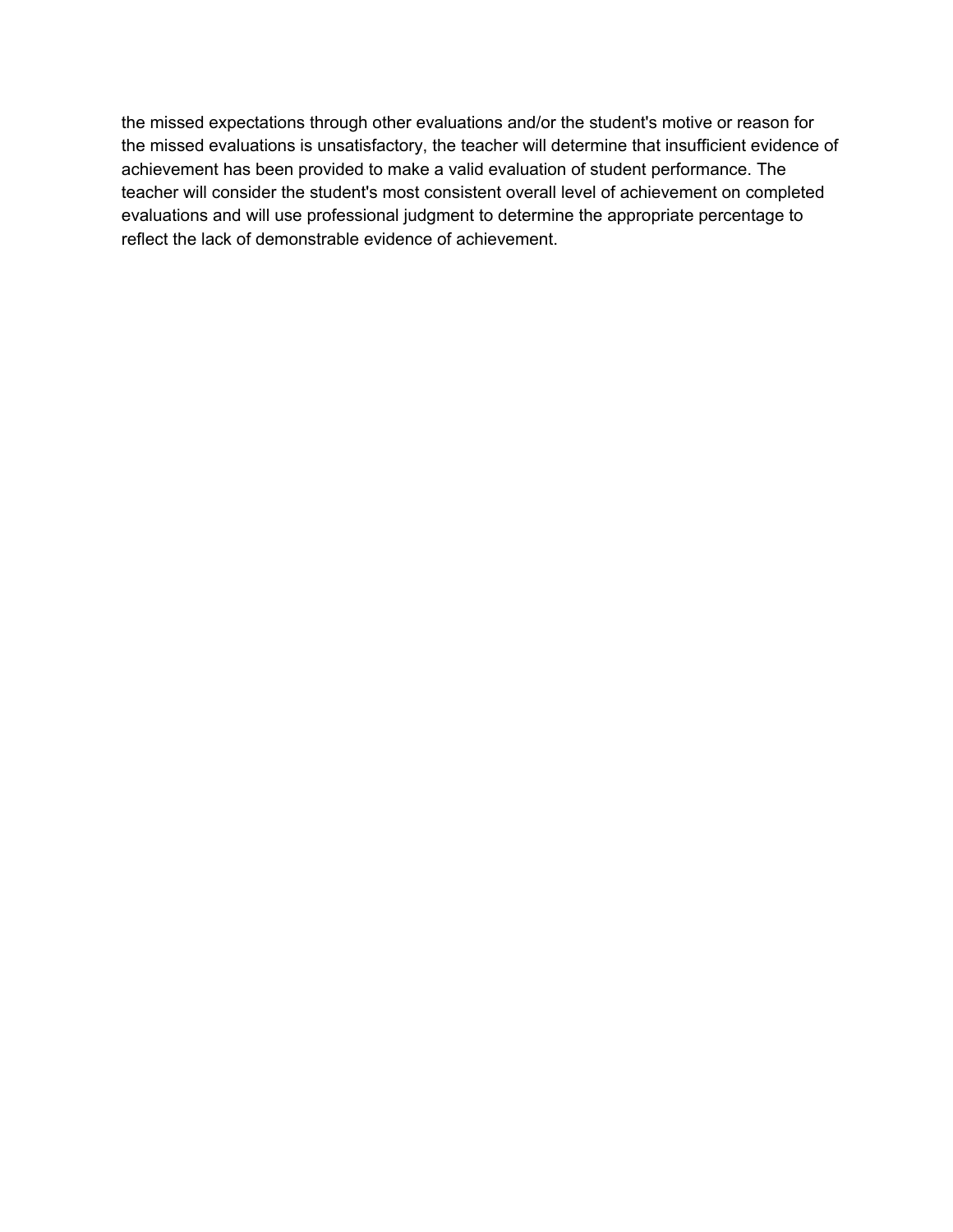the missed expectations through other evaluations and/or the student's motive or reason for the missed evaluations is unsatisfactory, the teacher will determine that insufficient evidence of achievement has been provided to make a valid evaluation of student performance. The teacher will consider the student's most consistent overall level of achievement on completed evaluations and will use professional judgment to determine the appropriate percentage to reflect the lack of demonstrable evidence of achievement.